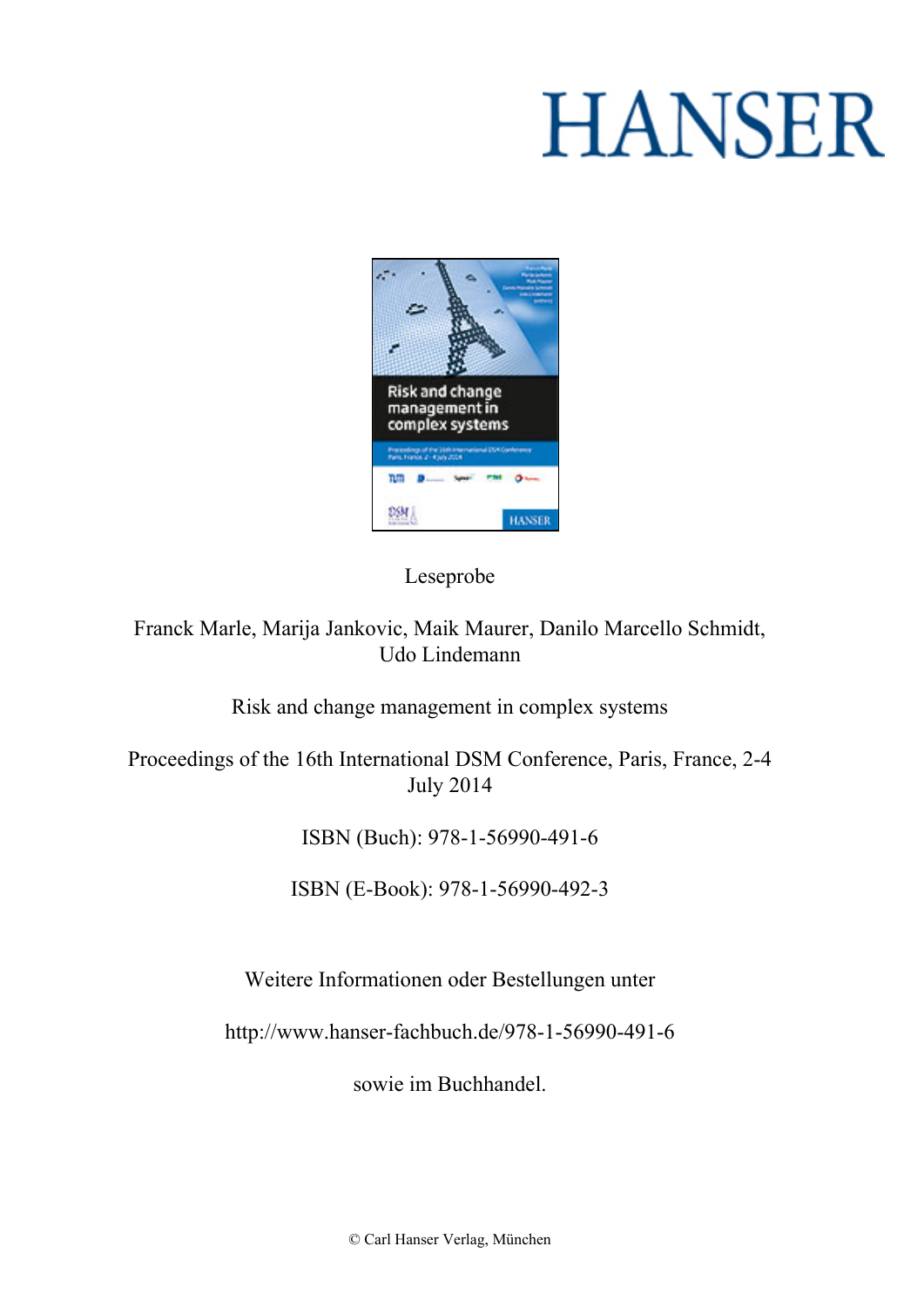HANSER

Leseprobe

Franck Marle, Marija Jankovic, Maik Maurer, Danilo Marcello Schmidt, Udo Lindemann

Risk and change management in complex systems

Proceedings of the 16th International DSM Conference, Paris, France, 2-4 July 2014

ISBN (Buch): 978-1-56990-491-6

ISBN (E-Book): 978-1-56990-492-3

Weitere Informationen oder Bestellungen unter

http://www.hanser-fachbuch.de/978-1-56990-491-6

sowie im Buchhandel.

© Carl Hanser Verlag, München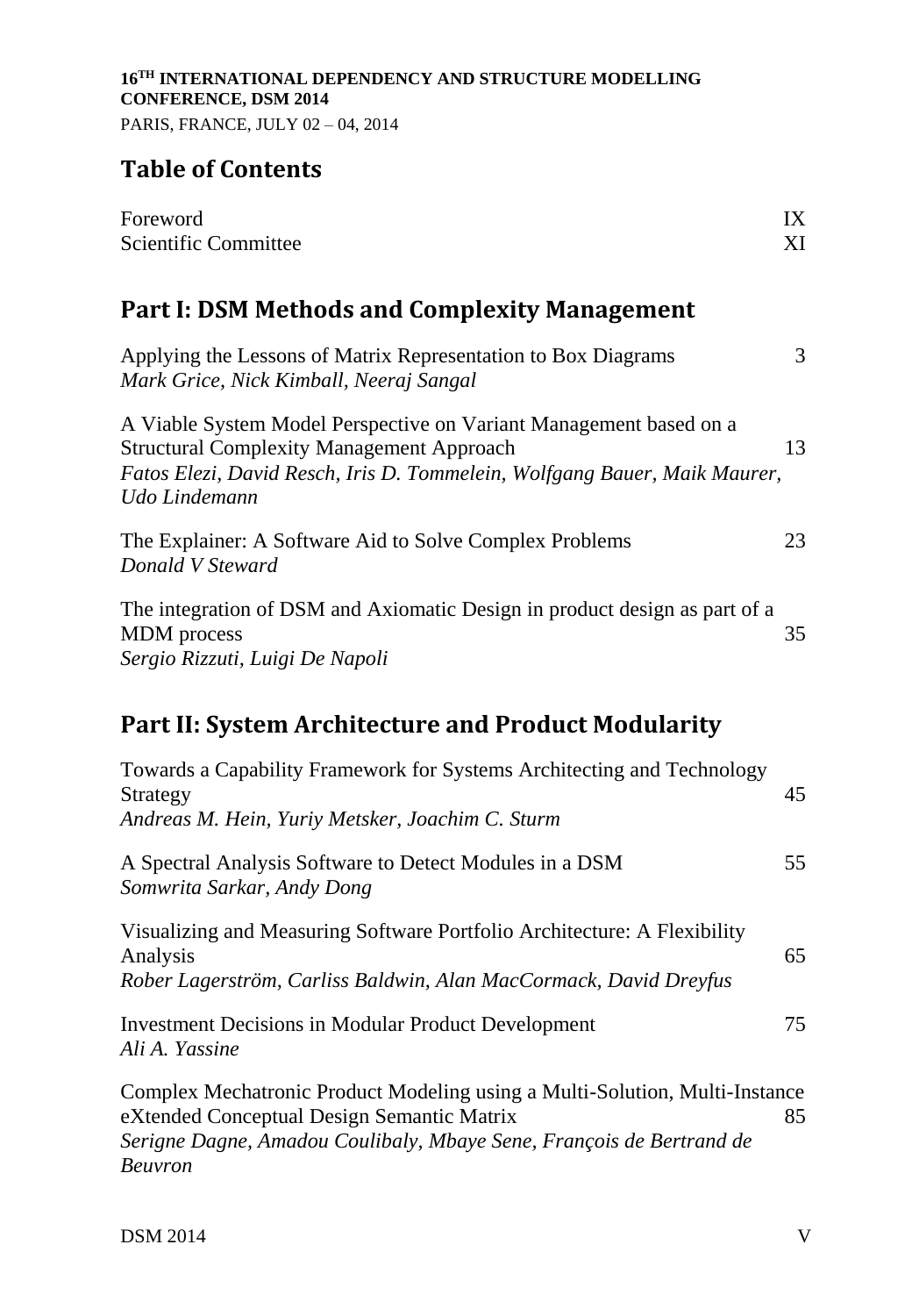16[TH] INTERNATIONAL DEPENDENCY AND STRUCTURE MODELLING CONFERENCE, DSM 2014
PARIS, FRANCE, JULY 02 – 04, 2014

# Table of Contents

Foreword IX
Scientific Committee XI

## Part I: DSM Methods and Complexity Management

Applying the Lessons of Matrix Representation to Box Diagrams 3
*Mark Grice, Nick Kimball, Neeraj Sangal*

A Viable System Model Perspective on Variant Management based on a Structural Complexity Management Approach 13
*Fatos Elezi, David Resch, Iris D. Tommelein, Wolfgang Bauer, Maik Maurer, Udo Lindemann*

The Explainer: A Software Aid to Solve Complex Problems 23
*Donald V Steward*

The integration of DSM and Axiomatic Design in product design as part of a MDM process 35
*Sergio Rizzuti, Luigi De Napoli*

## Part II: System Architecture and Product Modularity

Towards a Capability Framework for Systems Architecting and Technology Strategy 45
*Andreas M. Hein, Yuriy Metsker, Joachim C. Sturm*

A Spectral Analysis Software to Detect Modules in a DSM 55
*Somwrita Sarkar, Andy Dong*

Visualizing and Measuring Software Portfolio Architecture: A Flexibility Analysis 65
*Rober Lagerström, Carliss Baldwin, Alan MacCormack, David Dreyfus*

Investment Decisions in Modular Product Development 75
*Ali A. Yassine*

Complex Mechatronic Product Modeling using a Multi-Solution, Multi-Instance eXtended Conceptual Design Semantic Matrix 85
*Serigne Dagne, Amadou Coulibaly, Mbaye Sene, François de Bertrand de Beuvron*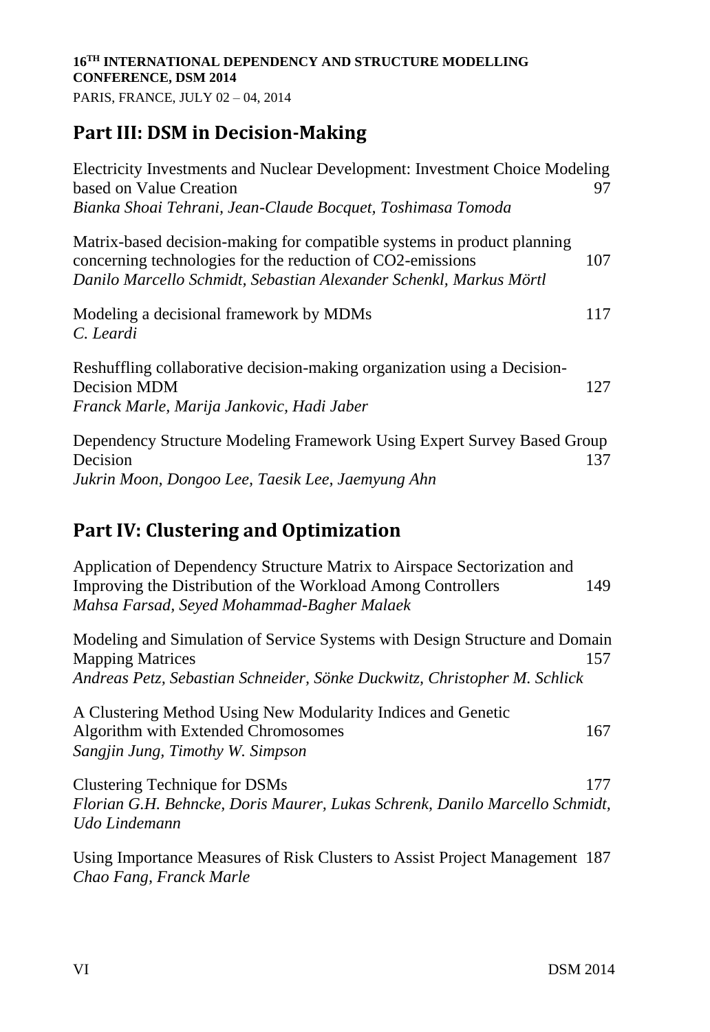## Part III: DSM in Decision-Making

Electricity Investments and Nuclear Development: Investment Choice Modeling based on Value Creation 97
*Bianka Shoai Tehrani, Jean-Claude Bocquet, Toshimasa Tomoda*

Matrix-based decision-making for compatible systems in product planning concerning technologies for the reduction of CO2-emissions 107
*Danilo Marcello Schmidt, Sebastian Alexander Schenkl, Markus Mörtl*

Modeling a decisional framework by MDMs 117
*C. Leardi*

Reshuffling collaborative decision-making organization using a Decision-Decision MDM 127
*Franck Marle, Marija Jankovic, Hadi Jaber*

Dependency Structure Modeling Framework Using Expert Survey Based Group Decision 137
*Jukrin Moon, Dongoo Lee, Taesik Lee, Jaemyung Ahn*

## Part IV: Clustering and Optimization

Application of Dependency Structure Matrix to Airspace Sectorization and Improving the Distribution of the Workload Among Controllers 149
*Mahsa Farsad, Seyed Mohammad-Bagher Malaek*

Modeling and Simulation of Service Systems with Design Structure and Domain Mapping Matrices 157
*Andreas Petz, Sebastian Schneider, Sönke Duckwitz, Christopher M. Schlick*

A Clustering Method Using New Modularity Indices and Genetic Algorithm with Extended Chromosomes 167
*Sangjin Jung, Timothy W. Simpson*

Clustering Technique for DSMs 177
*Florian G.H. Behncke, Doris Maurer, Lukas Schrenk, Danilo Marcello Schmidt, Udo Lindemann*

Using Importance Measures of Risk Clusters to Assist Project Management 187
*Chao Fang, Franck Marle*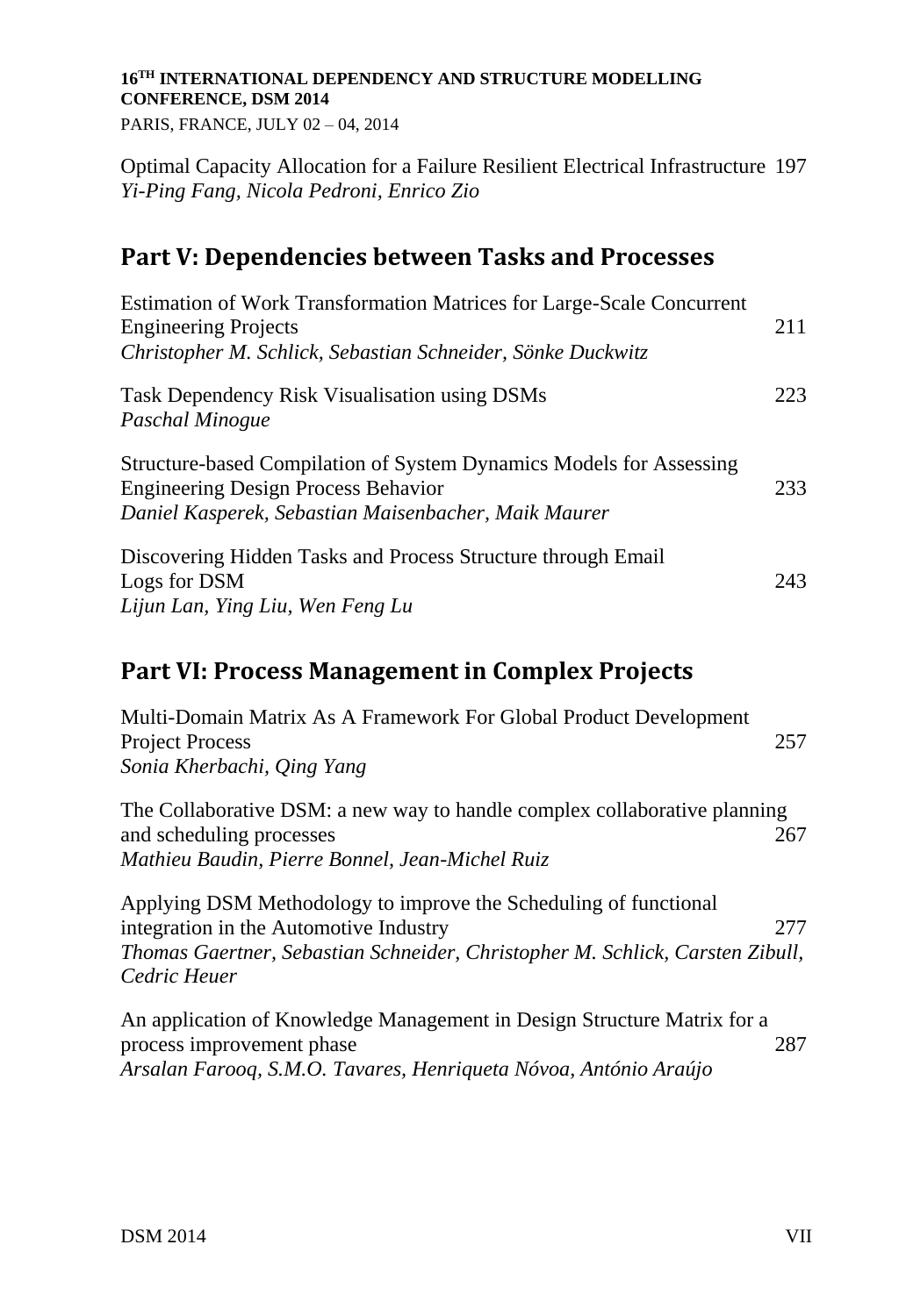Optimal Capacity Allocation for a Failure Resilient Electrical Infrastructure 197
*Yi-Ping Fang, Nicola Pedroni, Enrico Zio*

## Part V: Dependencies between Tasks and Processes

Estimation of Work Transformation Matrices for Large-Scale Concurrent Engineering Projects 211
*Christopher M. Schlick, Sebastian Schneider, Sönke Duckwitz*

Task Dependency Risk Visualisation using DSMs 223
*Paschal Minogue*

Structure-based Compilation of System Dynamics Models for Assessing Engineering Design Process Behavior 233
*Daniel Kasperek, Sebastian Maisenbacher, Maik Maurer*

Discovering Hidden Tasks and Process Structure through Email Logs for DSM 243
*Lijun Lan, Ying Liu, Wen Feng Lu*

## Part VI: Process Management in Complex Projects

Multi-Domain Matrix As A Framework For Global Product Development Project Process 257
*Sonia Kherbachi, Qing Yang*

The Collaborative DSM: a new way to handle complex collaborative planning and scheduling processes 267
*Mathieu Baudin, Pierre Bonnel, Jean-Michel Ruiz*

Applying DSM Methodology to improve the Scheduling of functional integration in the Automotive Industry 277
*Thomas Gaertner, Sebastian Schneider, Christopher M. Schlick, Carsten Zibull, Cedric Heuer*

An application of Knowledge Management in Design Structure Matrix for a process improvement phase 287
*Arsalan Farooq, S.M.O. Tavares, Henriqueta Nóvoa, António Araújo*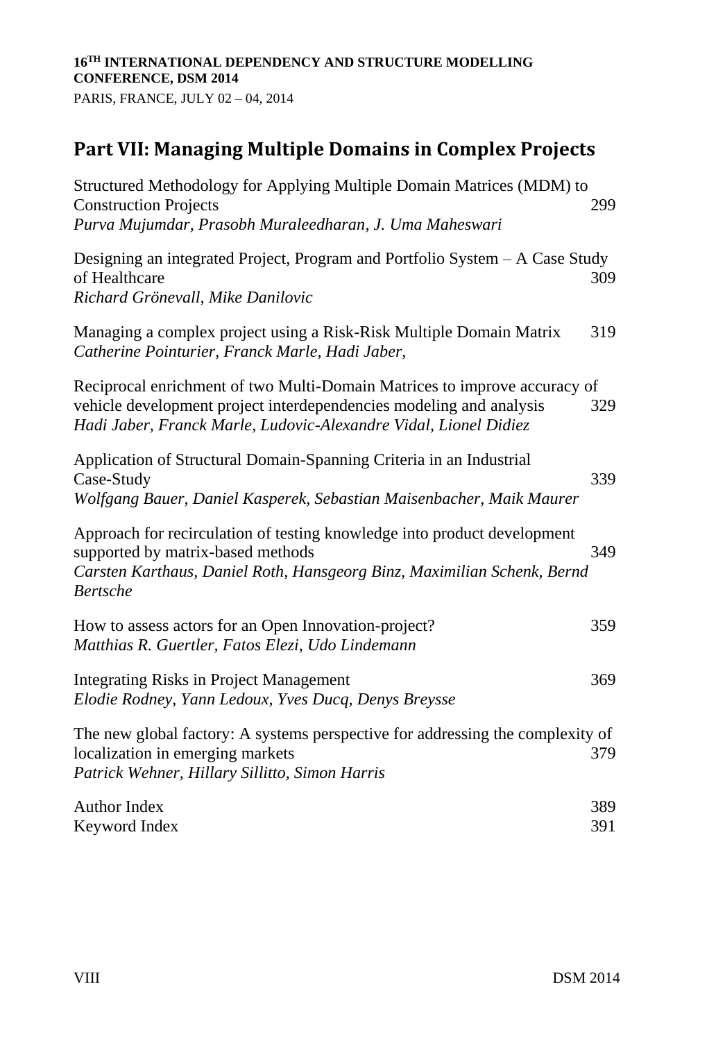## Part VII: Managing Multiple Domains in Complex Projects

Structured Methodology for Applying Multiple Domain Matrices (MDM) to Construction Projects 299
*Purva Mujumdar, Prasobh Muraleedharan, J. Uma Maheswari*

Designing an integrated Project, Program and Portfolio System – A Case Study of Healthcare 309
*Richard Grönevall, Mike Danilovic*

Managing a complex project using a Risk-Risk Multiple Domain Matrix 319
*Catherine Pointurier, Franck Marle, Hadi Jaber,*

Reciprocal enrichment of two Multi-Domain Matrices to improve accuracy of vehicle development project interdependencies modeling and analysis 329
*Hadi Jaber, Franck Marle, Ludovic-Alexandre Vidal, Lionel Didiez*

Application of Structural Domain-Spanning Criteria in an Industrial Case-Study 339
*Wolfgang Bauer, Daniel Kasperek, Sebastian Maisenbacher, Maik Maurer*

Approach for recirculation of testing knowledge into product development supported by matrix-based methods 349
*Carsten Karthaus, Daniel Roth, Hansgeorg Binz, Maximilian Schenk, Bernd Bertsche*

How to assess actors for an Open Innovation-project? 359
*Matthias R. Guertler, Fatos Elezi, Udo Lindemann*

Integrating Risks in Project Management 369
*Elodie Rodney, Yann Ledoux, Yves Ducq, Denys Breysse*

The new global factory: A systems perspective for addressing the complexity of localization in emerging markets 379
*Patrick Wehner, Hillary Sillitto, Simon Harris*

Author Index 389
Keyword Index 391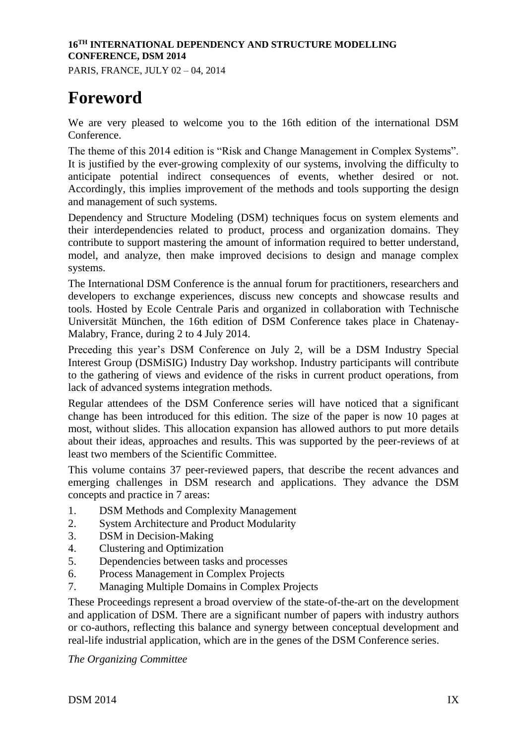# Foreword

We are very pleased to welcome you to the 16th edition of the international DSM Conference.

The theme of this 2014 edition is "Risk and Change Management in Complex Systems". It is justified by the ever-growing complexity of our systems, involving the difficulty to anticipate potential indirect consequences of events, whether desired or not. Accordingly, this implies improvement of the methods and tools supporting the design and management of such systems.

Dependency and Structure Modeling (DSM) techniques focus on system elements and their interdependencies related to product, process and organization domains. They contribute to support mastering the amount of information required to better understand, model, and analyze, then make improved decisions to design and manage complex systems.

The International DSM Conference is the annual forum for practitioners, researchers and developers to exchange experiences, discuss new concepts and showcase results and tools. Hosted by Ecole Centrale Paris and organized in collaboration with Technische Universität München, the 16th edition of DSM Conference takes place in Chatenay-Malabry, France, during 2 to 4 July 2014.

Preceding this year's DSM Conference on July 2, will be a DSM Industry Special Interest Group (DSMiSIG) Industry Day workshop. Industry participants will contribute to the gathering of views and evidence of the risks in current product operations, from lack of advanced systems integration methods.

Regular attendees of the DSM Conference series will have noticed that a significant change has been introduced for this edition. The size of the paper is now 10 pages at most, without slides. This allocation expansion has allowed authors to put more details about their ideas, approaches and results. This was supported by the peer-reviews of at least two members of the Scientific Committee.

This volume contains 37 peer-reviewed papers, that describe the recent advances and emerging challenges in DSM research and applications. They advance the DSM concepts and practice in 7 areas:

1. DSM Methods and Complexity Management
2. System Architecture and Product Modularity
3. DSM in Decision-Making
4. Clustering and Optimization
5. Dependencies between tasks and processes
6. Process Management in Complex Projects
7. Managing Multiple Domains in Complex Projects

These Proceedings represent a broad overview of the state-of-the-art on the development and application of DSM. There are a significant number of papers with industry authors or co-authors, reflecting this balance and synergy between conceptual development and real-life industrial application, which are in the genes of the DSM Conference series.

*The Organizing Committee*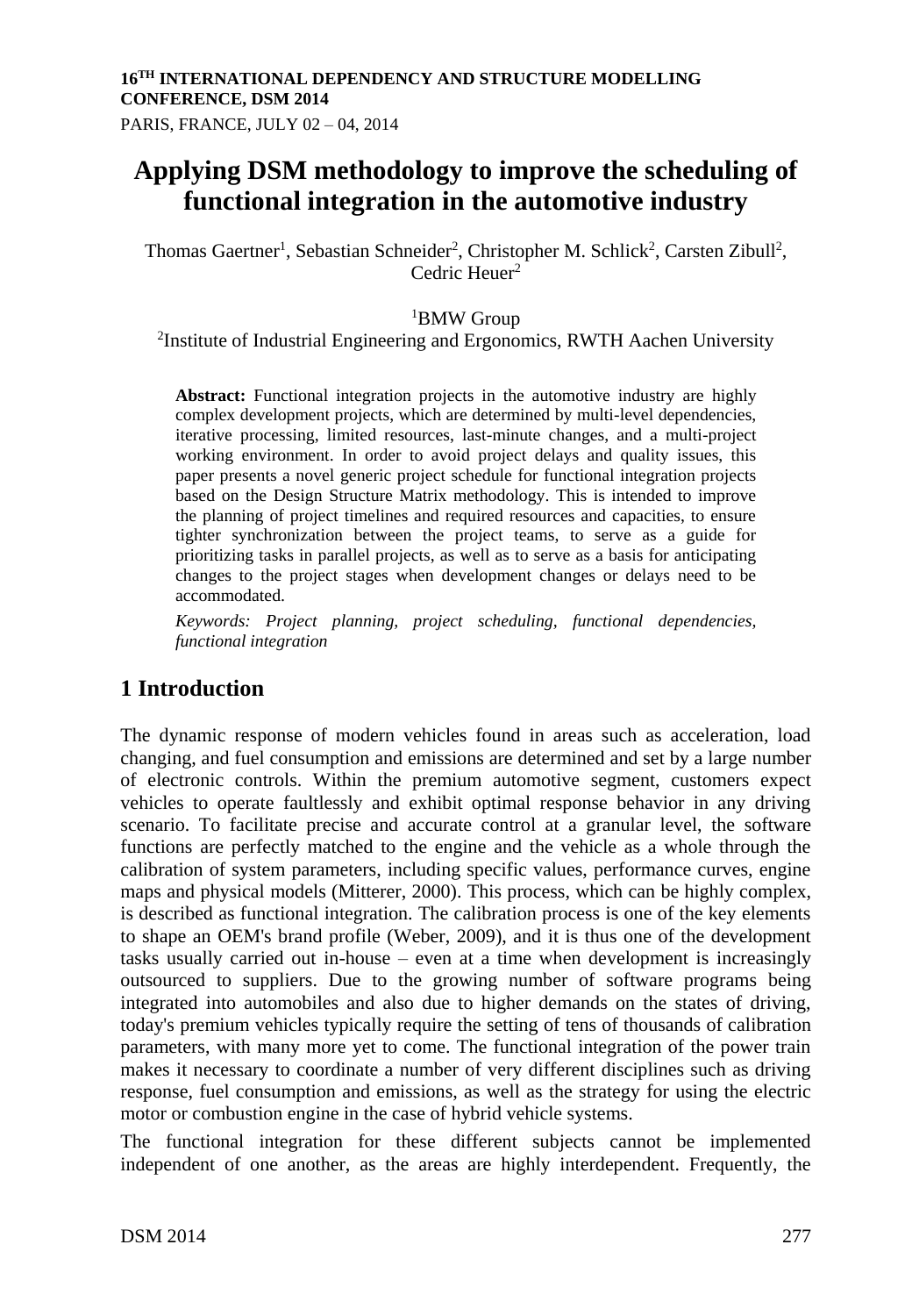**16TH INTERNATIONAL DEPENDENCY AND STRUCTURE MODELLING CONFERENCE, DSM 2014**

PARIS, FRANCE, JULY 02 – 04, 2014

# Applying DSM methodology to improve the scheduling of functional integration in the automotive industry

Thomas Gaertner[1], Sebastian Schneider[2], Christopher M. Schlick[2], Carsten Zibull[2], Cedric Heuer[2]

[1]BMW Group

[2]Institute of Industrial Engineering and Ergonomics, RWTH Aachen University

**Abstract:** Functional integration projects in the automotive industry are highly complex development projects, which are determined by multi-level dependencies, iterative processing, limited resources, last-minute changes, and a multi-project working environment. In order to avoid project delays and quality issues, this paper presents a novel generic project schedule for functional integration projects based on the Design Structure Matrix methodology. This is intended to improve the planning of project timelines and required resources and capacities, to ensure tighter synchronization between the project teams, to serve as a guide for prioritizing tasks in parallel projects, as well as to serve as a basis for anticipating changes to the project stages when development changes or delays need to be accommodated.

*Keywords: Project planning, project scheduling, functional dependencies, functional integration*

## 1 Introduction

The dynamic response of modern vehicles found in areas such as acceleration, load changing, and fuel consumption and emissions are determined and set by a large number of electronic controls. Within the premium automotive segment, customers expect vehicles to operate faultlessly and exhibit optimal response behavior in any driving scenario. To facilitate precise and accurate control at a granular level, the software functions are perfectly matched to the engine and the vehicle as a whole through the calibration of system parameters, including specific values, performance curves, engine maps and physical models (Mitterer, 2000). This process, which can be highly complex, is described as functional integration. The calibration process is one of the key elements to shape an OEM's brand profile (Weber, 2009), and it is thus one of the development tasks usually carried out in-house – even at a time when development is increasingly outsourced to suppliers. Due to the growing number of software programs being integrated into automobiles and also due to higher demands on the states of driving, today's premium vehicles typically require the setting of tens of thousands of calibration parameters, with many more yet to come. The functional integration of the power train makes it necessary to coordinate a number of very different disciplines such as driving response, fuel consumption and emissions, as well as the strategy for using the electric motor or combustion engine in the case of hybrid vehicle systems.

The functional integration for these different subjects cannot be implemented independent of one another, as the areas are highly interdependent. Frequently, the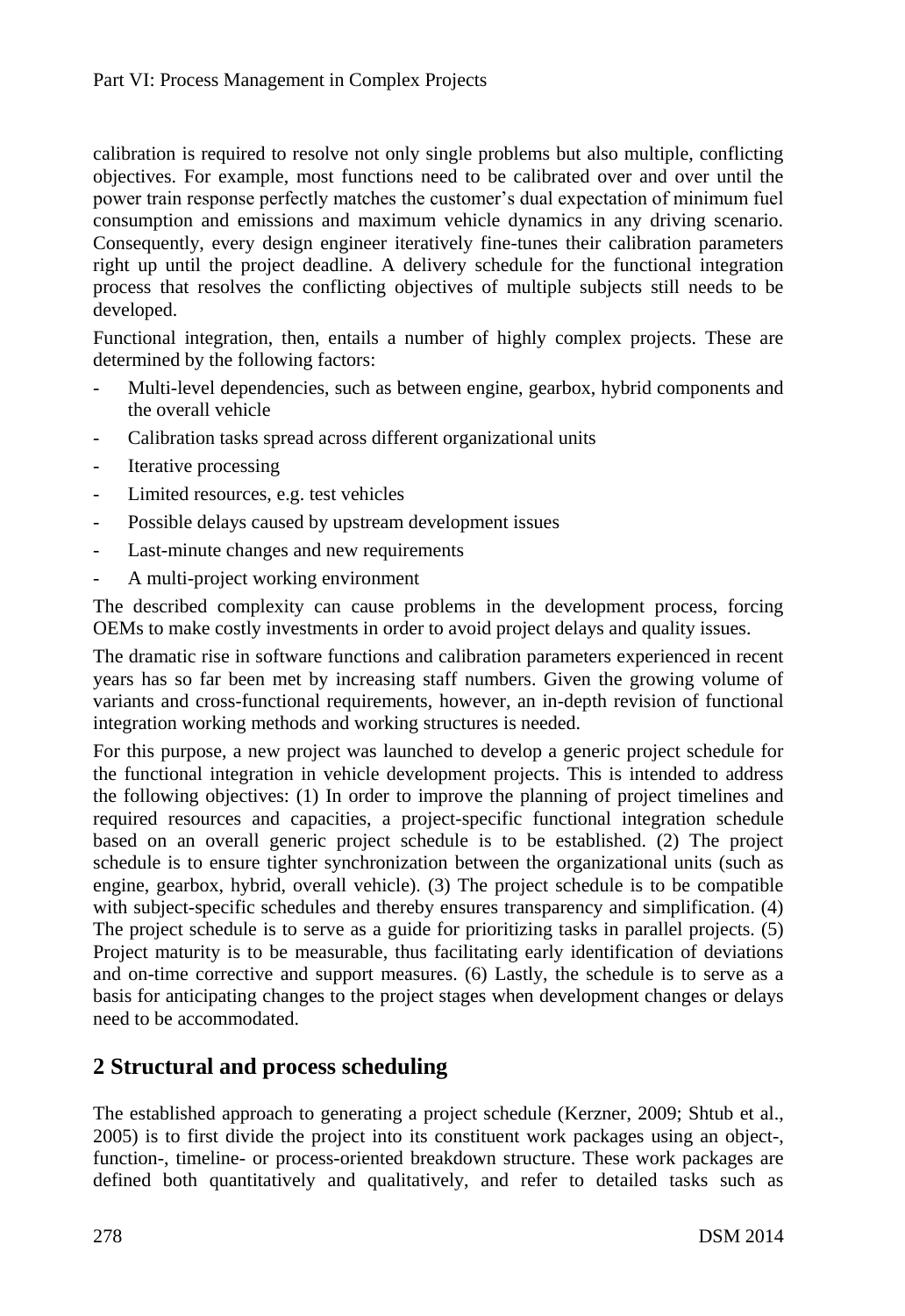calibration is required to resolve not only single problems but also multiple, conflicting objectives. For example, most functions need to be calibrated over and over until the power train response perfectly matches the customer's dual expectation of minimum fuel consumption and emissions and maximum vehicle dynamics in any driving scenario. Consequently, every design engineer iteratively fine-tunes their calibration parameters right up until the project deadline. A delivery schedule for the functional integration process that resolves the conflicting objectives of multiple subjects still needs to be developed.

Functional integration, then, entails a number of highly complex projects. These are determined by the following factors:

- Multi-level dependencies, such as between engine, gearbox, hybrid components and the overall vehicle
- Calibration tasks spread across different organizational units
- Iterative processing
- Limited resources, e.g. test vehicles
- Possible delays caused by upstream development issues
- Last-minute changes and new requirements
- A multi-project working environment

The described complexity can cause problems in the development process, forcing OEMs to make costly investments in order to avoid project delays and quality issues.

The dramatic rise in software functions and calibration parameters experienced in recent years has so far been met by increasing staff numbers. Given the growing volume of variants and cross-functional requirements, however, an in-depth revision of functional integration working methods and working structures is needed.

For this purpose, a new project was launched to develop a generic project schedule for the functional integration in vehicle development projects. This is intended to address the following objectives: (1) In order to improve the planning of project timelines and required resources and capacities, a project-specific functional integration schedule based on an overall generic project schedule is to be established. (2) The project schedule is to ensure tighter synchronization between the organizational units (such as engine, gearbox, hybrid, overall vehicle). (3) The project schedule is to be compatible with subject-specific schedules and thereby ensures transparency and simplification. (4) The project schedule is to serve as a guide for prioritizing tasks in parallel projects. (5) Project maturity is to be measurable, thus facilitating early identification of deviations and on-time corrective and support measures. (6) Lastly, the schedule is to serve as a basis for anticipating changes to the project stages when development changes or delays need to be accommodated.

## 2 Structural and process scheduling

The established approach to generating a project schedule (Kerzner, 2009; Shtub et al., 2005) is to first divide the project into its constituent work packages using an object-, function-, timeline- or process-oriented breakdown structure. These work packages are defined both quantitatively and qualitatively, and refer to detailed tasks such as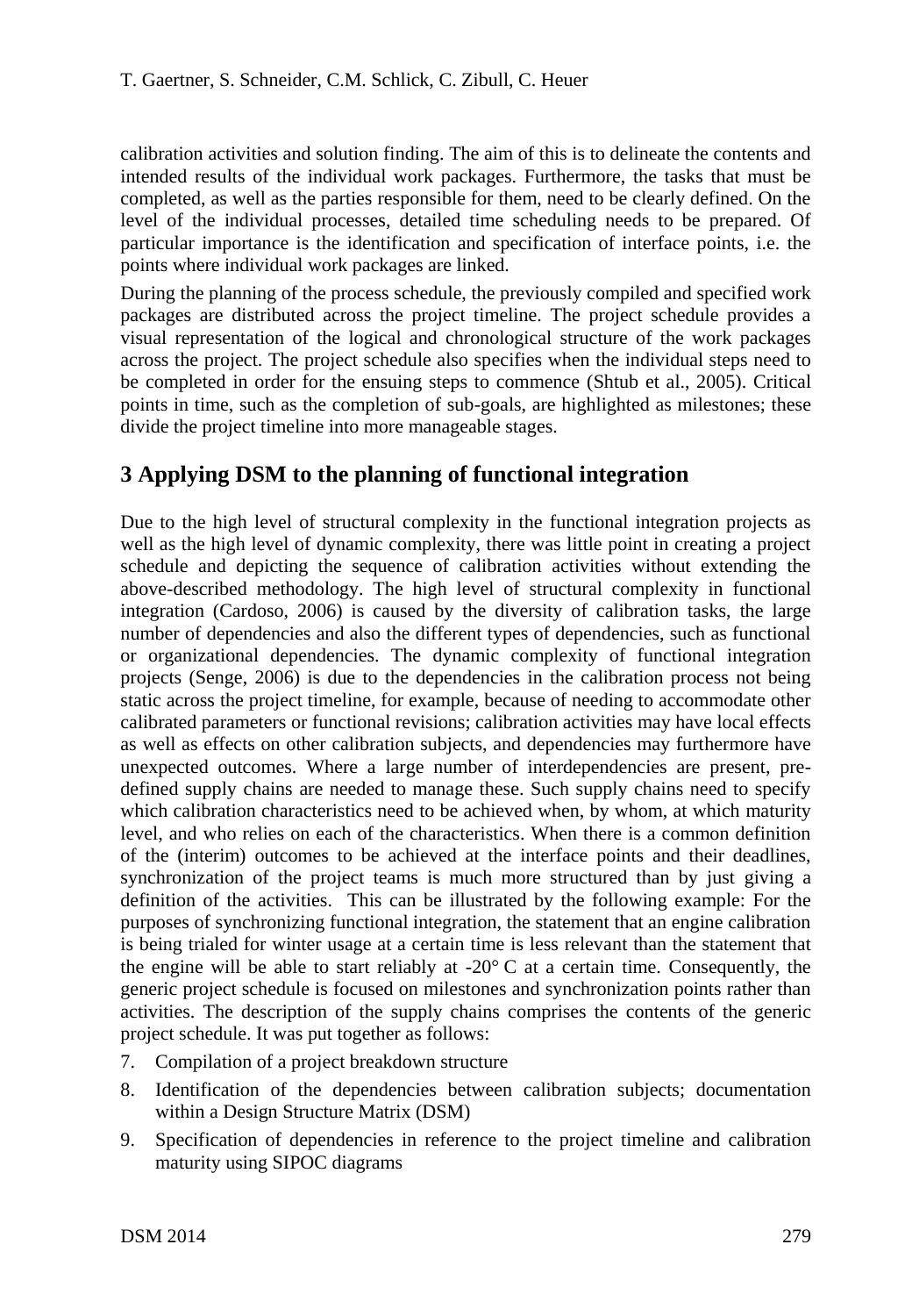calibration activities and solution finding. The aim of this is to delineate the contents and intended results of the individual work packages. Furthermore, the tasks that must be completed, as well as the parties responsible for them, need to be clearly defined. On the level of the individual processes, detailed time scheduling needs to be prepared. Of particular importance is the identification and specification of interface points, i.e. the points where individual work packages are linked.

During the planning of the process schedule, the previously compiled and specified work packages are distributed across the project timeline. The project schedule provides a visual representation of the logical and chronological structure of the work packages across the project. The project schedule also specifies when the individual steps need to be completed in order for the ensuing steps to commence (Shtub et al., 2005). Critical points in time, such as the completion of sub-goals, are highlighted as milestones; these divide the project timeline into more manageable stages.

## 3 Applying DSM to the planning of functional integration

Due to the high level of structural complexity in the functional integration projects as well as the high level of dynamic complexity, there was little point in creating a project schedule and depicting the sequence of calibration activities without extending the above-described methodology. The high level of structural complexity in functional integration (Cardoso, 2006) is caused by the diversity of calibration tasks, the large number of dependencies and also the different types of dependencies, such as functional or organizational dependencies. The dynamic complexity of functional integration projects (Senge, 2006) is due to the dependencies in the calibration process not being static across the project timeline, for example, because of needing to accommodate other calibrated parameters or functional revisions; calibration activities may have local effects as well as effects on other calibration subjects, and dependencies may furthermore have unexpected outcomes. Where a large number of interdependencies are present, pre-defined supply chains are needed to manage these. Such supply chains need to specify which calibration characteristics need to be achieved when, by whom, at which maturity level, and who relies on each of the characteristics. When there is a common definition of the (interim) outcomes to be achieved at the interface points and their deadlines, synchronization of the project teams is much more structured than by just giving a definition of the activities. This can be illustrated by the following example: For the purposes of synchronizing functional integration, the statement that an engine calibration is being trialed for winter usage at a certain time is less relevant than the statement that the engine will be able to start reliably at -20° C at a certain time. Consequently, the generic project schedule is focused on milestones and synchronization points rather than activities. The description of the supply chains comprises the contents of the generic project schedule. It was put together as follows:

7. Compilation of a project breakdown structure
8. Identification of the dependencies between calibration subjects; documentation within a Design Structure Matrix (DSM)
9. Specification of dependencies in reference to the project timeline and calibration maturity using SIPOC diagrams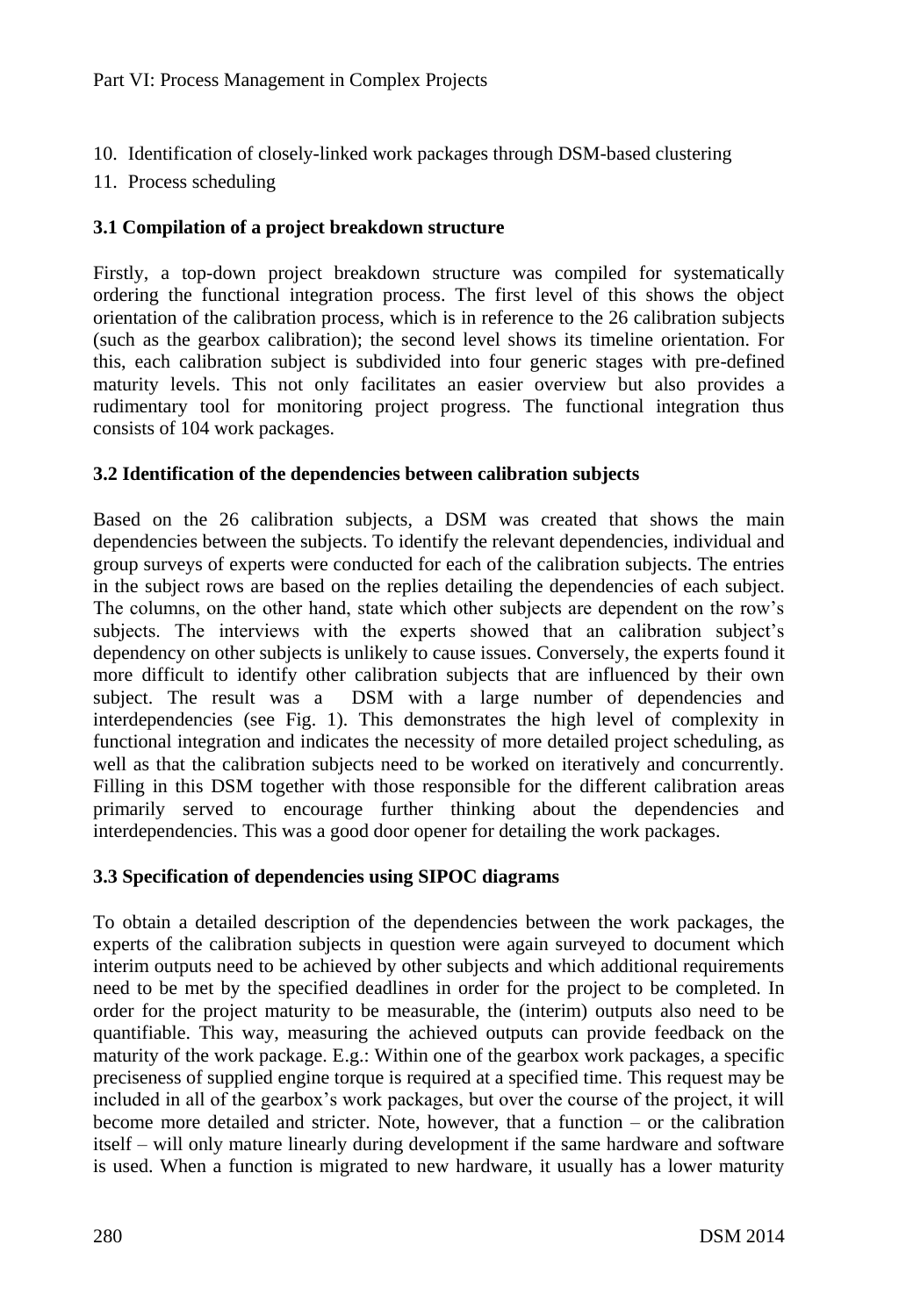10. Identification of closely-linked work packages through DSM-based clustering
11. Process scheduling

### 3.1 Compilation of a project breakdown structure

Firstly, a top-down project breakdown structure was compiled for systematically ordering the functional integration process. The first level of this shows the object orientation of the calibration process, which is in reference to the 26 calibration subjects (such as the gearbox calibration); the second level shows its timeline orientation. For this, each calibration subject is subdivided into four generic stages with pre-defined maturity levels. This not only facilitates an easier overview but also provides a rudimentary tool for monitoring project progress. The functional integration thus consists of 104 work packages.

### 3.2 Identification of the dependencies between calibration subjects

Based on the 26 calibration subjects, a DSM was created that shows the main dependencies between the subjects. To identify the relevant dependencies, individual and group surveys of experts were conducted for each of the calibration subjects. The entries in the subject rows are based on the replies detailing the dependencies of each subject. The columns, on the other hand, state which other subjects are dependent on the row's subjects. The interviews with the experts showed that an calibration subject's dependency on other subjects is unlikely to cause issues. Conversely, the experts found it more difficult to identify other calibration subjects that are influenced by their own subject. The result was a DSM with a large number of dependencies and interdependencies (see Fig. 1). This demonstrates the high level of complexity in functional integration and indicates the necessity of more detailed project scheduling, as well as that the calibration subjects need to be worked on iteratively and concurrently. Filling in this DSM together with those responsible for the different calibration areas primarily served to encourage further thinking about the dependencies and interdependencies. This was a good door opener for detailing the work packages.

### 3.3 Specification of dependencies using SIPOC diagrams

To obtain a detailed description of the dependencies between the work packages, the experts of the calibration subjects in question were again surveyed to document which interim outputs need to be achieved by other subjects and which additional requirements need to be met by the specified deadlines in order for the project to be completed. In order for the project maturity to be measurable, the (interim) outputs also need to be quantifiable. This way, measuring the achieved outputs can provide feedback on the maturity of the work package. E.g.: Within one of the gearbox work packages, a specific preciseness of supplied engine torque is required at a specified time. This request may be included in all of the gearbox's work packages, but over the course of the project, it will become more detailed and stricter. Note, however, that a function – or the calibration itself – will only mature linearly during development if the same hardware and software is used. When a function is migrated to new hardware, it usually has a lower maturity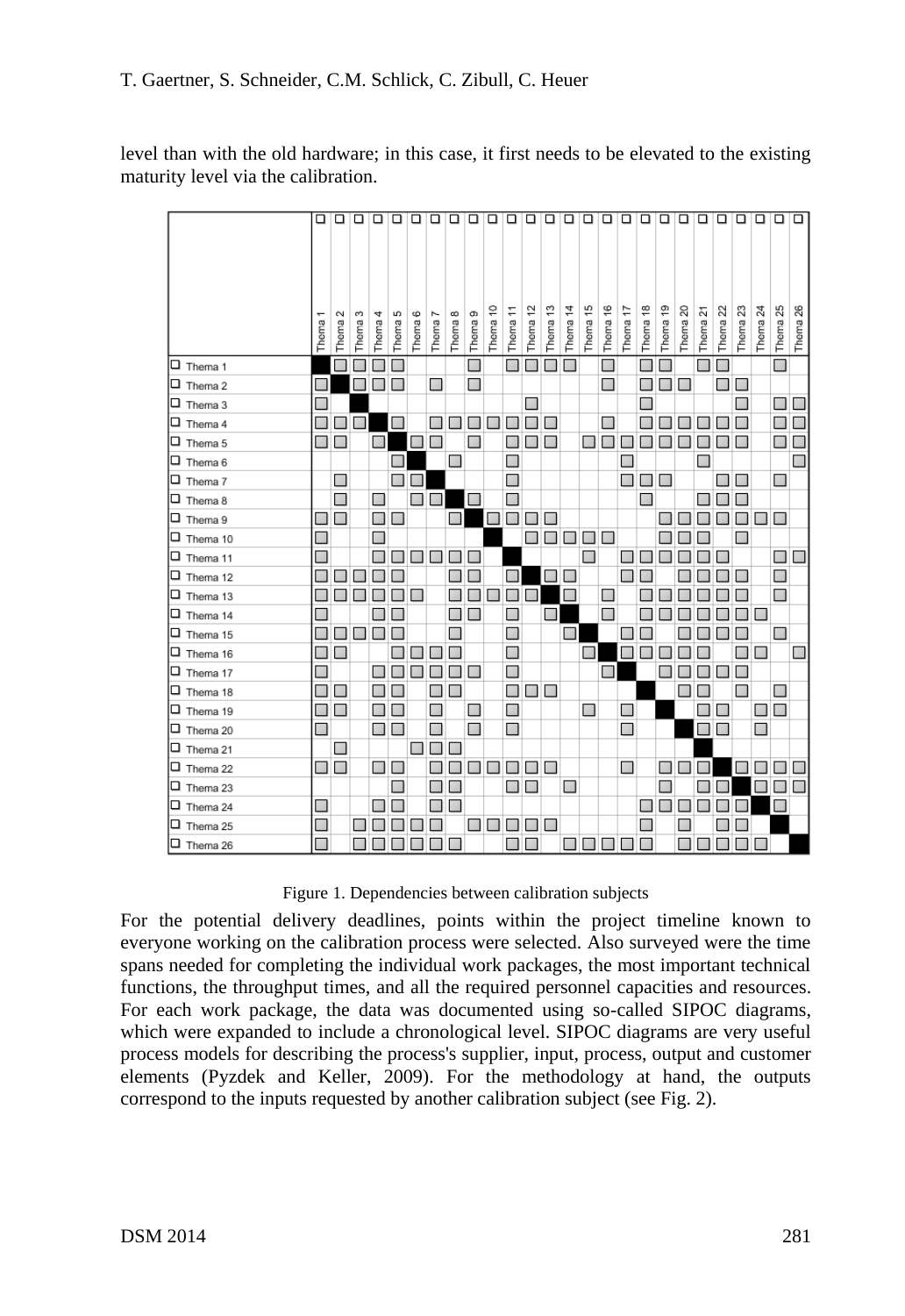level than with the old hardware; in this case, it first needs to be elevated to the existing maturity level via the calibration.

| | Thema 1 | Thema 2 | Thema 3 | Thema 4 | Thema 5 | Thema 6 | Thema 7 | Thema 8 | Thema 9 | Thema 10 | Thema 11 | Thema 12 | Thema 13 | Thema 14 | Thema 15 | Thema 16 | Thema 17 | Thema 18 | Thema 19 | Thema 20 | Thema 21 | Thema 22 | Thema 23 | Thema 24 | Thema 25 | Thema 26 |
|---|---|---|---|---|---|---|---|---|---|---|---|---|---|---|---|---|---|---|---|---|---|---|---|---|---|---|
| Thema 1 | ■ | □ | □ | □ | □ | | | | □ | | □ | □ | □ | □ | | □ | | □ | □ | | □ | □ | | | □ | |
| Thema 2 | □ | ■ | □ | □ | □ | | □ | | □ | | | | | | | □ | | □ | □ | □ | | □ | □ | | | |
| Thema 3 | □ | | ■ | | | | | | | | | □ | | | | | | □ | | | | | □ | | □ | □ |
| Thema 4 | □ | □ | □ | ■ | □ | | □ | □ | □ | □ | □ | □ | □ | | | □ | | □ | □ | □ | □ | □ | □ | | □ | □ |
| Thema 5 | □ | □ | | □ | ■ | □ | □ | | □ | | □ | □ | □ | | □ | □ | □ | □ | □ | □ | □ | □ | □ | | □ | □ |
| Thema 6 | | | | | □ | ■ | | □ | | | □ | | | | | | □ | | | | □ | | | | | □ |
| Thema 7 | | □ | | | □ | □ | ■ | | | | □ | | | | | | □ | □ | □ | | | □ | □ | | □ | |
| Thema 8 | | □ | | □ | | □ | □ | ■ | □ | | □ | | | | | | | □ | | | □ | □ | □ | | | |
| Thema 9 | □ | □ | | □ | □ | | | □ | ■ | □ | □ | □ | □ | | | | | | □ | □ | □ | □ | □ | □ | □ | |
| Thema 10 | □ | | | □ | | | | | | ■ | | □ | □ | □ | □ | □ | | | □ | □ | □ | | □ | | | |
| Thema 11 | □ | | | □ | □ | □ | □ | □ | □ | | ■ | | | | □ | | □ | □ | □ | □ | □ | □ | | | □ | □ |
| Thema 12 | □ | □ | □ | □ | □ | | | □ | □ | | □ | ■ | □ | □ | | | □ | □ | | □ | □ | □ | □ | | □ | |
| Thema 13 | □ | □ | □ | □ | □ | □ | | □ | □ | □ | □ | □ | ■ | □ | | □ | | □ | □ | □ | □ | □ | □ | | □ | |
| Thema 14 | □ | | | □ | □ | | | □ | □ | | □ | | □ | ■ | | □ | | □ | □ | □ | □ | □ | □ | □ | | |
| Thema 15 | □ | □ | □ | □ | □ | | | □ | | | □ | | | □ | ■ | | □ | □ | | □ | □ | □ | □ | | □ | |
| Thema 16 | □ | □ | | | □ | □ | □ | □ | | | □ | | | | □ | ■ | □ | □ | □ | □ | □ | | □ | □ | | □ |
| Thema 17 | □ | | | □ | □ | □ | □ | □ | □ | | □ | | | | | □ | ■ | | □ | □ | □ | □ | □ | | | |
| Thema 18 | □ | □ | | □ | □ | | □ | □ | | | □ | □ | □ | | | | | ■ | | □ | □ | | □ | | □ | |
| Thema 19 | □ | □ | | □ | □ | | □ | | □ | | □ | | | | □ | | □ | | ■ | | □ | □ | | □ | □ | |
| Thema 20 | □ | | | □ | □ | | □ | | □ | | □ | | | | | | □ | | | ■ | □ | □ | | □ | | |
| Thema 21 | | □ | | | | □ | □ | □ | | | | | | | | | | | | | ■ | | | | | |
| Thema 22 | □ | □ | | □ | □ | | □ | □ | □ | □ | □ | □ | □ | | | | □ | | □ | □ | □ | ■ | □ | □ | □ | □ |
| Thema 23 | | | | | □ | | □ | □ | | | □ | □ | | □ | | | | | □ | | □ | □ | ■ | □ | □ | □ |
| Thema 24 | □ | | | □ | □ | | □ | □ | | | | | | | | | | □ | □ | □ | □ | □ | □ | ■ | □ | |
| Thema 25 | □ | | □ | □ | □ | □ | □ | | □ | □ | □ | □ | □ | | | | | □ | | □ | | □ | □ | | ■ | |
| Thema 26 | □ | | □ | □ | □ | □ | □ | □ | | | □ | □ | | □ | □ | □ | □ | □ | | □ | □ | □ | □ | □ | | ■ |

Figure 1. Dependencies between calibration subjects

For the potential delivery deadlines, points within the project timeline known to everyone working on the calibration process were selected. Also surveyed were the time spans needed for completing the individual work packages, the most important technical functions, the throughput times, and all the required personnel capacities and resources. For each work package, the data was documented using so-called SIPOC diagrams, which were expanded to include a chronological level. SIPOC diagrams are very useful process models for describing the process's supplier, input, process, output and customer elements (Pyzdek and Keller, 2009). For the methodology at hand, the outputs correspond to the inputs requested by another calibration subject (see Fig. 2).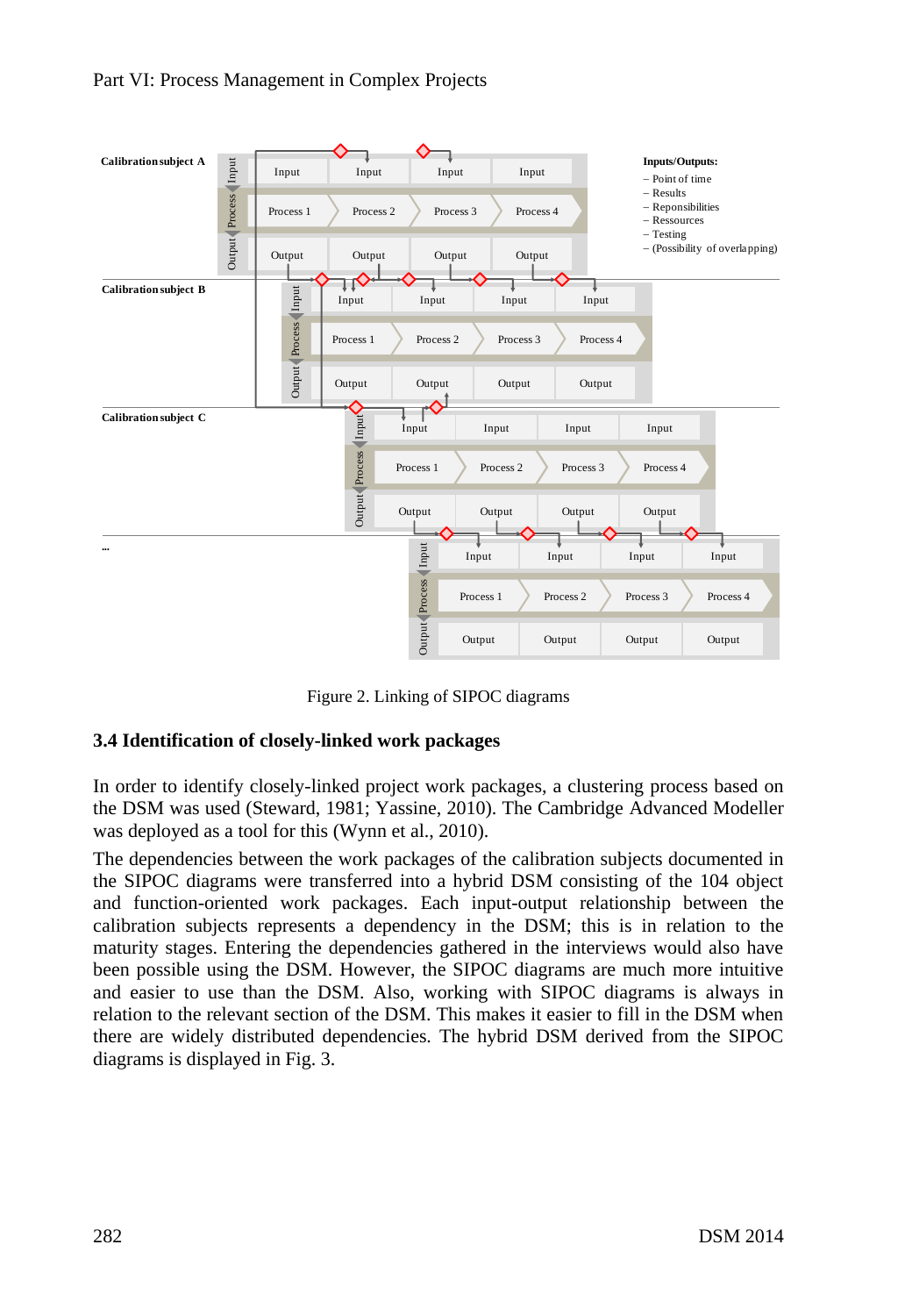Figure 2. Linking of SIPOC diagrams

### 3.4 Identification of closely-linked work packages

In order to identify closely-linked project work packages, a clustering process based on the DSM was used (Steward, 1981; Yassine, 2010). The Cambridge Advanced Modeller was deployed as a tool for this (Wynn et al., 2010).

The dependencies between the work packages of the calibration subjects documented in the SIPOC diagrams were transferred into a hybrid DSM consisting of the 104 object and function-oriented work packages. Each input-output relationship between the calibration subjects represents a dependency in the DSM; this is in relation to the maturity stages. Entering the dependencies gathered in the interviews would also have been possible using the DSM. However, the SIPOC diagrams are much more intuitive and easier to use than the DSM. Also, working with SIPOC diagrams is always in relation to the relevant section of the DSM. This makes it easier to fill in the DSM when there are widely distributed dependencies. The hybrid DSM derived from the SIPOC diagrams is displayed in Fig. 3.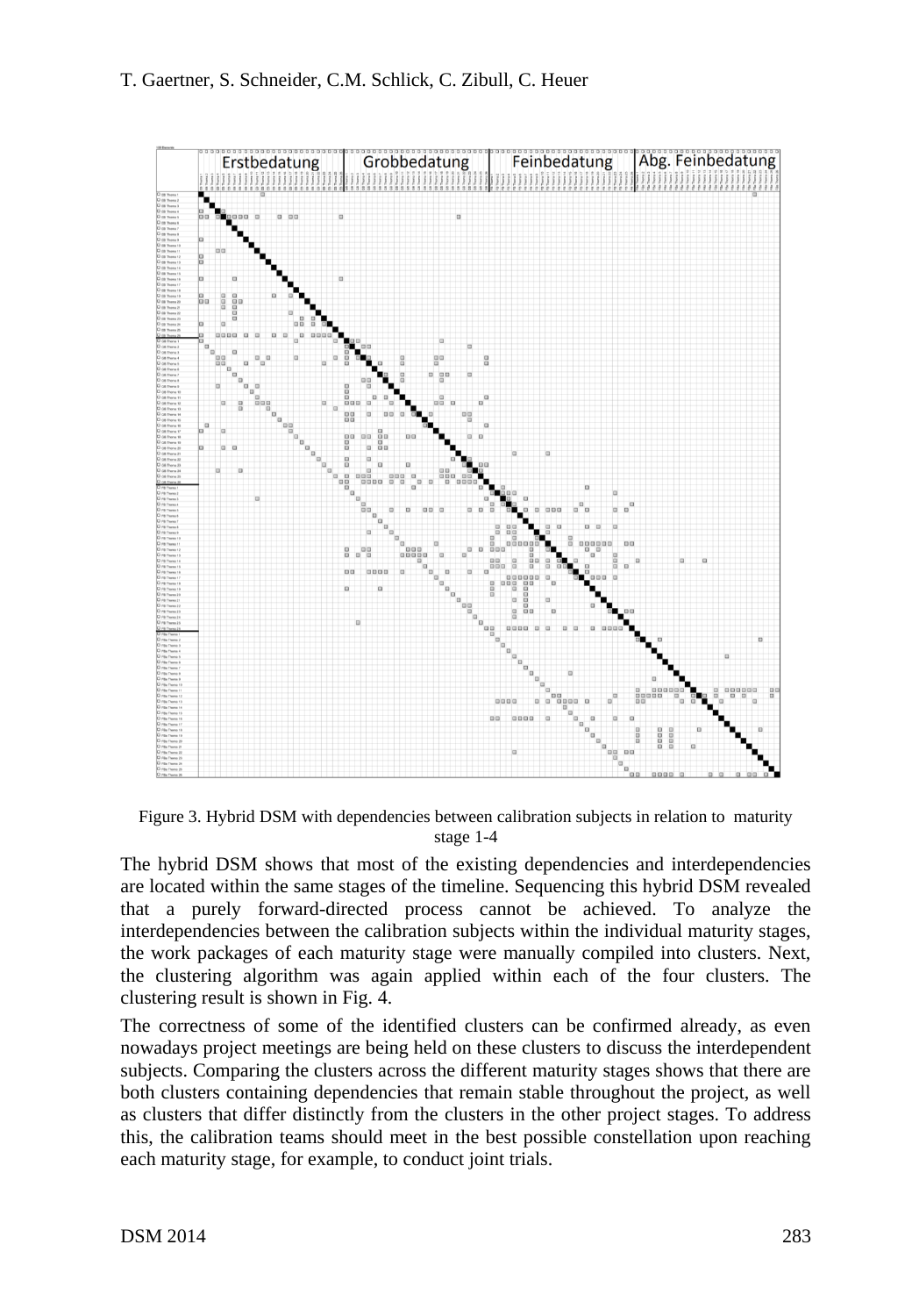Figure 3. Hybrid DSM with dependencies between calibration subjects in relation to maturity stage 1-4

The hybrid DSM shows that most of the existing dependencies and interdependencies are located within the same stages of the timeline. Sequencing this hybrid DSM revealed that a purely forward-directed process cannot be achieved. To analyze the interdependencies between the calibration subjects within the individual maturity stages, the work packages of each maturity stage were manually compiled into clusters. Next, the clustering algorithm was again applied within each of the four clusters. The clustering result is shown in Fig. 4.

The correctness of some of the identified clusters can be confirmed already, as even nowadays project meetings are being held on these clusters to discuss the interdependent subjects. Comparing the clusters across the different maturity stages shows that there are both clusters containing dependencies that remain stable throughout the project, as well as clusters that differ distinctly from the clusters in the other project stages. To address this, the calibration teams should meet in the best possible constellation upon reaching each maturity stage, for example, to conduct joint trials.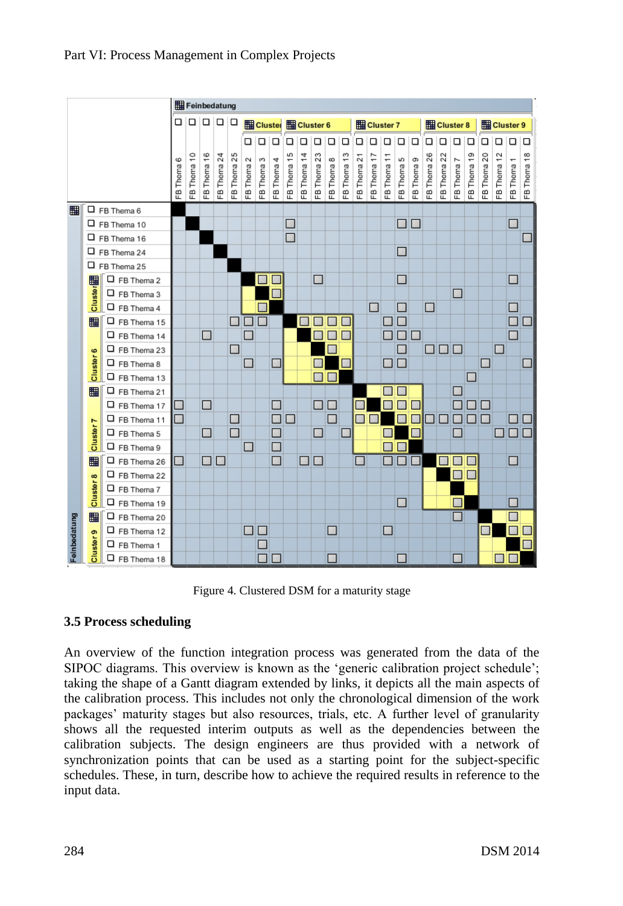Figure 4. Clustered DSM for a maturity stage

### 3.5 Process scheduling

An overview of the function integration process was generated from the data of the SIPOC diagrams. This overview is known as the 'generic calibration project schedule'; taking the shape of a Gantt diagram extended by links, it depicts all the main aspects of the calibration process. This includes not only the chronological dimension of the work packages' maturity stages but also resources, trials, etc. A further level of granularity shows all the requested interim outputs as well as the dependencies between the calibration subjects. The design engineers are thus provided with a network of synchronization points that can be used as a starting point for the subject-specific schedules. These, in turn, describe how to achieve the required results in reference to the input data.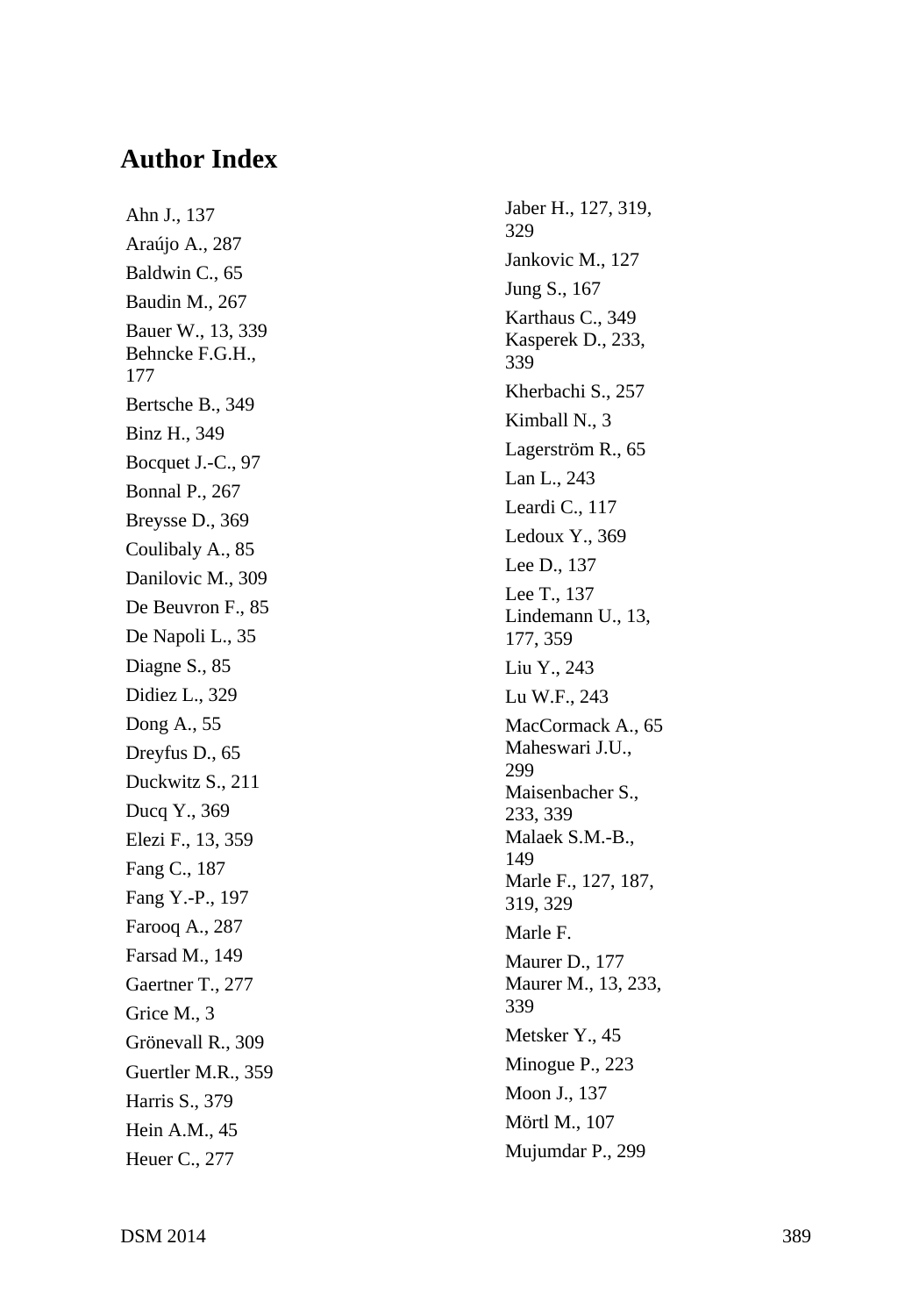# Author Index

Ahn J., 137

Araújo A., 287

Baldwin C., 65

Baudin M., 267

Bauer W., 13, 339

Behncke F.G.H., 177

Bertsche B., 349

Binz H., 349

Bocquet J.-C., 97

Bonnal P., 267

Breysse D., 369

Coulibaly A., 85

Danilovic M., 309

De Beuvron F., 85

De Napoli L., 35

Diagne S., 85

Didiez L., 329

Dong A., 55

Dreyfus D., 65

Duckwitz S., 211

Ducq Y., 369

Elezi F., 13, 359

Fang C., 187

Fang Y.-P., 197

Farooq A., 287

Farsad M., 149

Gaertner T., 277

Grice M., 3

Grönevall R., 309

Guertler M.R., 359

Harris S., 379

Hein A.M., 45

Heuer C., 277

Jaber H., 127, 319, 329

Jankovic M., 127

Jung S., 167

Karthaus C., 349

Kasperek D., 233, 339

Kherbachi S., 257

Kimball N., 3

Lagerström R., 65

Lan L., 243

Leardi C., 117

Ledoux Y., 369

Lee D., 137

Lee T., 137

Lindemann U., 13, 177, 359

Liu Y., 243

Lu W.F., 243

MacCormack A., 65

Maheswari J.U., 299

Maisenbacher S., 233, 339

Malaek S.M.-B., 149

Marle F., 127, 187, 319, 329

Marle F.

Maurer D., 177

Maurer M., 13, 233, 339

Metsker Y., 45

Minogue P., 223

Moon J., 137

Mörtl M., 107

Mujumdar P., 299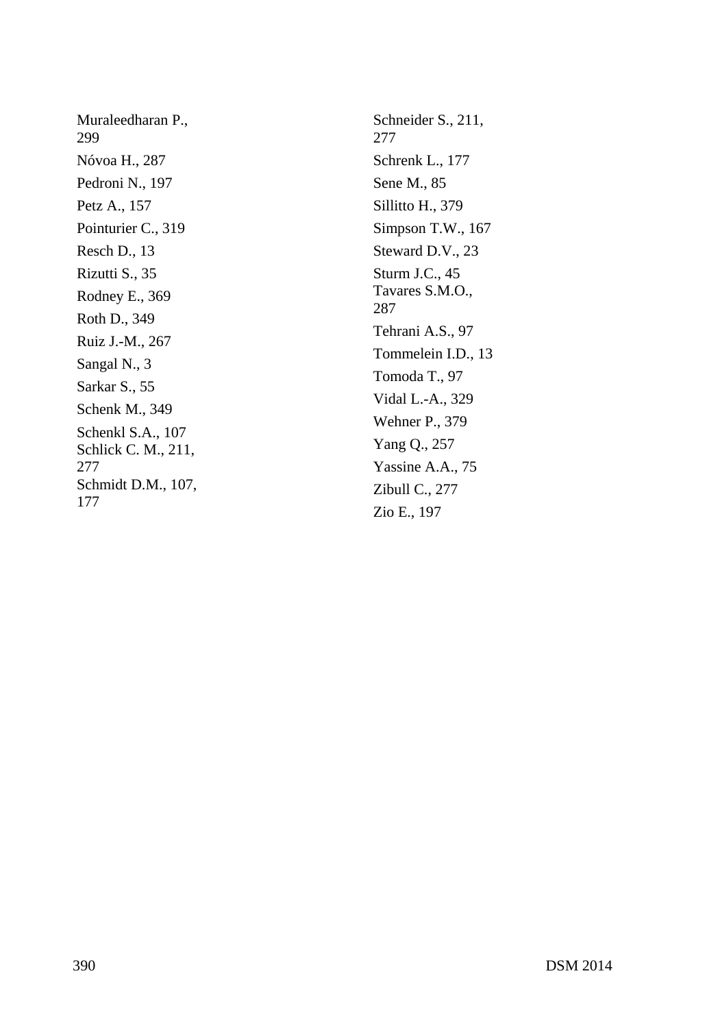Muraleedharan P., 299

Nóvoa H., 287

Pedroni N., 197

Petz A., 157

Pointurier C., 319

Resch D., 13

Rizutti S., 35

Rodney E., 369

Roth D., 349

Ruiz J.-M., 267

Sangal N., 3

Sarkar S., 55

Schenk M., 349

Schenkl S.A., 107

Schlick C. M., 211, 277

Schmidt D.M., 107, 177

Schneider S., 211, 277

Schrenk L., 177

Sene M., 85

Sillitto H., 379

Simpson T.W., 167

Steward D.V., 23

Sturm J.C., 45

Tavares S.M.O., 287

Tehrani A.S., 97

Tommelein I.D., 13

Tomoda T., 97

Vidal L.-A., 329

Wehner P., 379

Yang Q., 257

Yassine A.A., 75

Zibull C., 277

Zio E., 197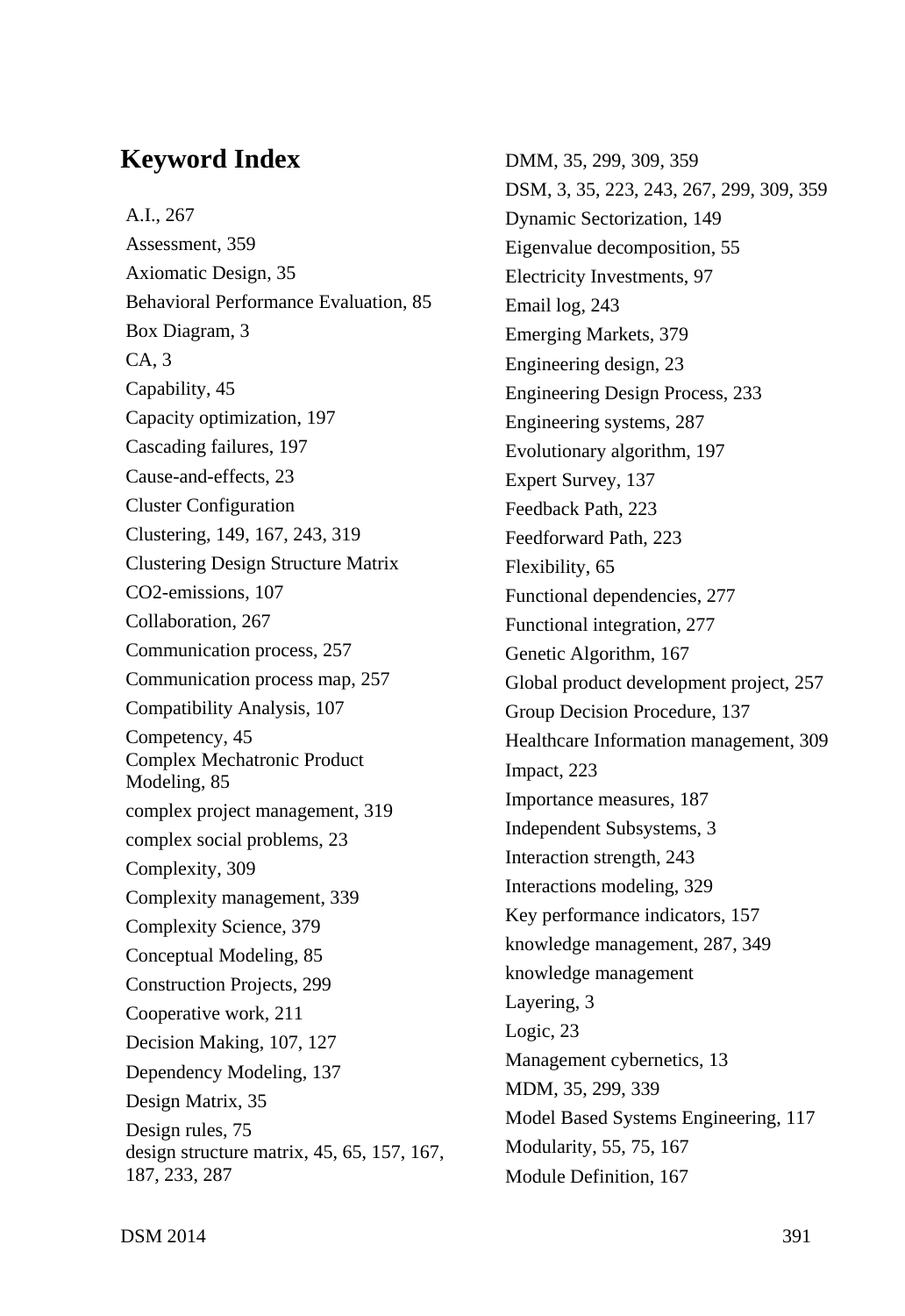# Keyword Index

A.I., 267
Assessment, 359
Axiomatic Design, 35
Behavioral Performance Evaluation, 85
Box Diagram, 3
CA, 3
Capability, 45
Capacity optimization, 197
Cascading failures, 197
Cause-and-effects, 23
Cluster Configuration
Clustering, 149, 167, 243, 319
Clustering Design Structure Matrix
CO2-emissions, 107
Collaboration, 267
Communication process, 257
Communication process map, 257
Compatibility Analysis, 107
Competency, 45
Complex Mechatronic Product Modeling, 85
complex project management, 319
complex social problems, 23
Complexity, 309
Complexity management, 339
Complexity Science, 379
Conceptual Modeling, 85
Construction Projects, 299
Cooperative work, 211
Decision Making, 107, 127
Dependency Modeling, 137
Design Matrix, 35
Design rules, 75
design structure matrix, 45, 65, 157, 167, 187, 233, 287
DMM, 35, 299, 309, 359
DSM, 3, 35, 223, 243, 267, 299, 309, 359
Dynamic Sectorization, 149
Eigenvalue decomposition, 55
Electricity Investments, 97
Email log, 243
Emerging Markets, 379
Engineering design, 23
Engineering Design Process, 233
Engineering systems, 287
Evolutionary algorithm, 197
Expert Survey, 137
Feedback Path, 223
Feedforward Path, 223
Flexibility, 65
Functional dependencies, 277
Functional integration, 277
Genetic Algorithm, 167
Global product development project, 257
Group Decision Procedure, 137
Healthcare Information management, 309
Impact, 223
Importance measures, 187
Independent Subsystems, 3
Interaction strength, 243
Interactions modeling, 329
Key performance indicators, 157
knowledge management, 287, 349
knowledge management
Layering, 3
Logic, 23
Management cybernetics, 13
MDM, 35, 299, 339
Model Based Systems Engineering, 117
Modularity, 55, 75, 167
Module Definition, 167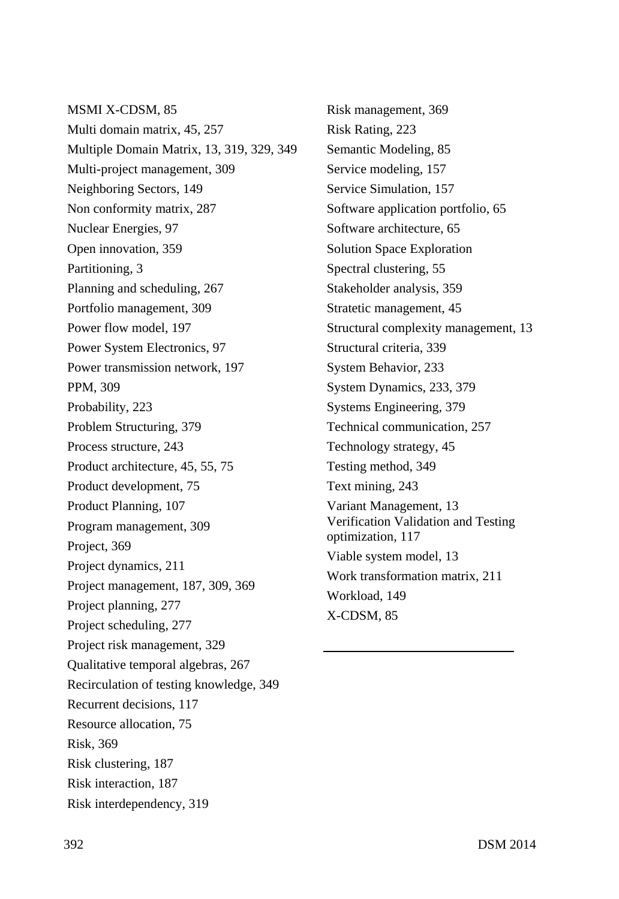MSMI X-CDSM, 85
Multi domain matrix, 45, 257
Multiple Domain Matrix, 13, 319, 329, 349
Multi-project management, 309
Neighboring Sectors, 149
Non conformity matrix, 287
Nuclear Energies, 97
Open innovation, 359
Partitioning, 3
Planning and scheduling, 267
Portfolio management, 309
Power flow model, 197
Power System Electronics, 97
Power transmission network, 197
PPM, 309
Probability, 223
Problem Structuring, 379
Process structure, 243
Product architecture, 45, 55, 75
Product development, 75
Product Planning, 107
Program management, 309
Project, 369
Project dynamics, 211
Project management, 187, 309, 369
Project planning, 277
Project scheduling, 277
Project risk management, 329
Qualitative temporal algebras, 267
Recirculation of testing knowledge, 349
Recurrent decisions, 117
Resource allocation, 75
Risk, 369
Risk clustering, 187
Risk interaction, 187
Risk interdependency, 319
Risk management, 369
Risk Rating, 223
Semantic Modeling, 85
Service modeling, 157
Service Simulation, 157
Software application portfolio, 65
Software architecture, 65
Solution Space Exploration
Spectral clustering, 55
Stakeholder analysis, 359
Stratetic management, 45
Structural complexity management, 13
Structural criteria, 339
System Behavior, 233
System Dynamics, 233, 379
Systems Engineering, 379
Technical communication, 257
Technology strategy, 45
Testing method, 349
Text mining, 243
Variant Management, 13
Verification Validation and Testing optimization, 117
Viable system model, 13
Work transformation matrix, 211
Workload, 149
X-CDSM, 85